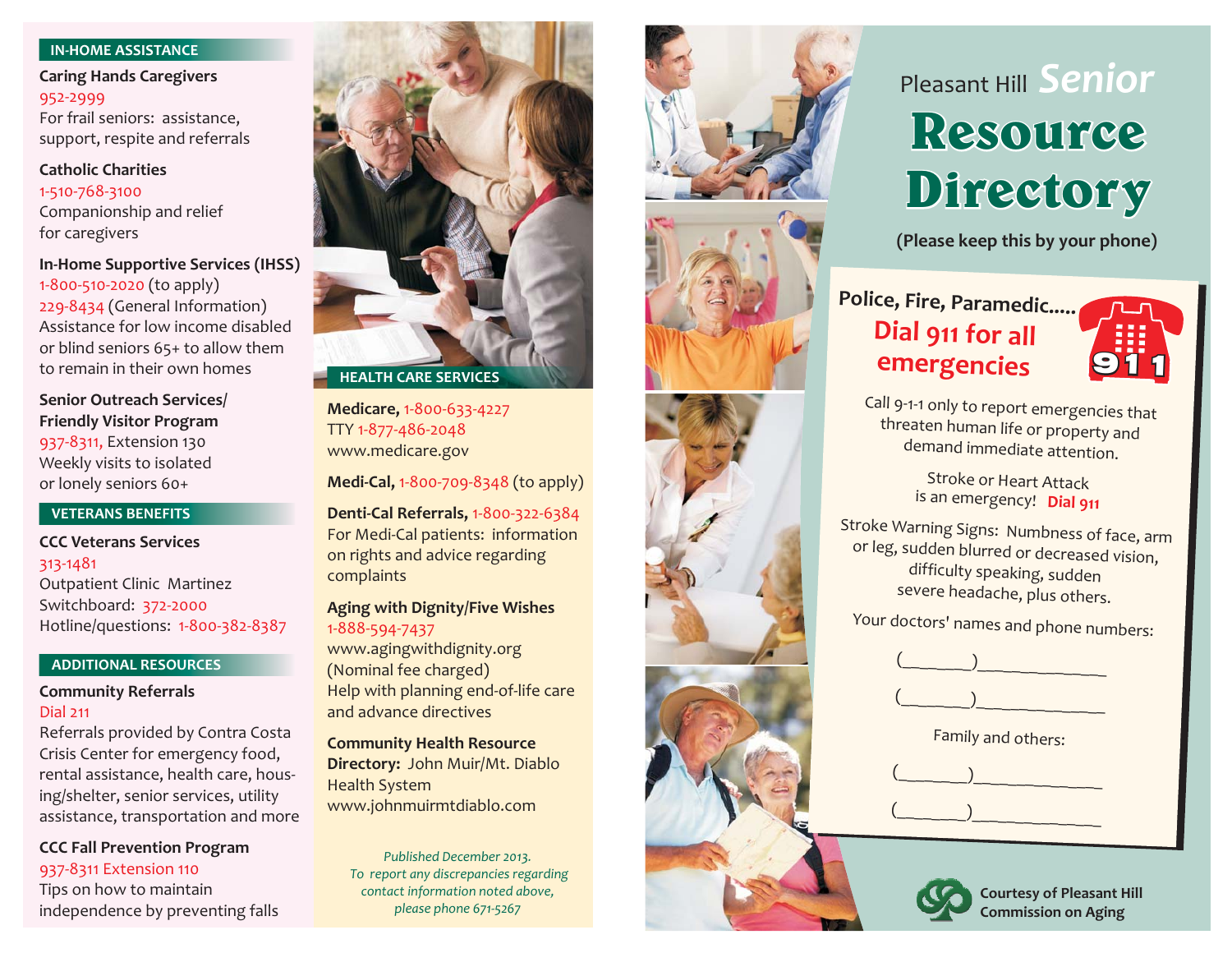## IN-HOME ASSISTANCE

**Caring Hands Caregivers**
952-2999
For frail seniors: assistance, support, respite and referrals

**Catholic Charities**
1-510-768-3100
Companionship and relief for caregivers

**In-Home Supportive Services (IHSS)**
1-800-510-2020 (to apply)
229-8434 (General Information)
Assistance for low income disabled or blind seniors 65+ to allow them to remain in their own homes

**Senior Outreach Services/ Friendly Visitor Program**
937-8311, Extension 130
Weekly visits to isolated or lonely seniors 60+

## VETERANS BENEFITS

**CCC Veterans Services**
313-1481
Outpatient Clinic Martinez
Switchboard: 372-2000
Hotline/questions: 1-800-382-8387

## ADDITIONAL RESOURCES

**Community Referrals**
Dial 211
Referrals provided by Contra Costa Crisis Center for emergency food, rental assistance, health care, housing/shelter, senior services, utility assistance, transportation and more

**CCC Fall Prevention Program**
937-8311 Extension 110
Tips on how to maintain independence by preventing falls

## HEALTH CARE SERVICES

**Medicare,** 1-800-633-4227
TTY 1-877-486-2048
www.medicare.gov

**Medi-Cal,** 1-800-709-8348 (to apply)

**Denti-Cal Referrals,** 1-800-322-6384
For Medi-Cal patients: information on rights and advice regarding complaints

**Aging with Dignity/Five Wishes**
1-888-594-7437
www.agingwithdignity.org
(Nominal fee charged)
Help with planning end-of-life care and advance directives

**Community Health Resource Directory:** John Muir/Mt. Diablo Health System
www.johnmuirmtdiablo.com

*Published December 2013.*
*To report any discrepancies regarding contact information noted above, please phone 671-5267*

# Pleasant Hill *Senior* Resource Directory

**(Please keep this by your phone)**

**Police, Fire, Paramedic.....**
**Dial 911 for all emergencies**

911

Call 9-1-1 only to report emergencies that threaten human life or property and demand immediate attention.

Stroke or Heart Attack is an emergency! **Dial 911**

Stroke Warning Signs: Numbness of face, arm or leg, sudden blurred or decreased vision, difficulty speaking, sudden severe headache, plus others.

Your doctors' names and phone numbers:

(_______)_____________

(_______)_____________

Family and others:

(_______)_____________

(_______)_____________

**Courtesy of Pleasant Hill Commission on Aging**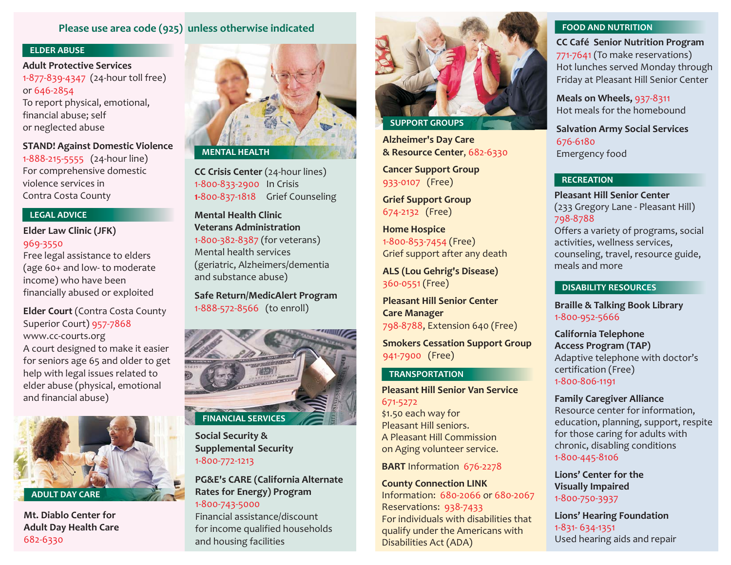**Please use area code (925) unless otherwise indicated**

## ELDER ABUSE

**Adult Protective Services**
1-877-839-4347 (24-hour toll free) or 646-2854
To report physical, emotional, financial abuse; self or neglected abuse

**STAND! Against Domestic Violence**
1-888-215-5555 (24-hour line)
For comprehensive domestic violence services in Contra Costa County

## LEGAL ADVICE

**Elder Law Clinic (JFK)**
969-3550
Free legal assistance to elders (age 60+ and low- to moderate income) who have been financially abused or exploited

**Elder Court** (Contra Costa County Superior Court) 957-7868
www.cc-courts.org
A court designed to make it easier for seniors age 65 and older to get help with legal issues related to elder abuse (physical, emotional and financial abuse)

## ADULT DAY CARE

**Mt. Diablo Center for Adult Day Health Care**
682-6330

## MENTAL HEALTH

**CC Crisis Center** (24-hour lines)
1-800-833-2900 In Crisis
1-800-837-1818 Grief Counseling

**Mental Health Clinic Veterans Administration**
1-800-382-8387 (for veterans)
Mental health services (geriatric, Alzheimers/dementia and substance abuse)

**Safe Return/MedicAlert Program**
1-888-572-8566 (to enroll)

## FINANCIAL SERVICES

**Social Security & Supplemental Security**
1-800-772-1213

**PG&E's CARE (California Alternate Rates for Energy) Program**
1-800-743-5000
Financial assistance/discount for income qualified households and housing facilities

## SUPPORT GROUPS

**Alzheimer's Day Care & Resource Center**, 682-6330

**Cancer Support Group**
933-0107 (Free)

**Grief Support Group**
674-2132 (Free)

**Home Hospice**
1-800-853-7454 (Free)
Grief support after any death

**ALS (Lou Gehrig's Disease)**
360-0551 (Free)

**Pleasant Hill Senior Center Care Manager**
798-8788, Extension 640 (Free)

**Smokers Cessation Support Group**
941-7900 (Free)

## TRANSPORTATION

**Pleasant Hill Senior Van Service**
671-5272
$1.50 each way for Pleasant Hill seniors.
A Pleasant Hill Commission on Aging volunteer service.

**BART** Information 676-2278

**County Connection LINK**
Information: 680-2066 or 680-2067
Reservations: 938-7433
For individuals with disabilities that qualify under the Americans with Disabilities Act (ADA)

## FOOD AND NUTRITION

**CC Café Senior Nutrition Program**
771-7641 (To make reservations)
Hot lunches served Monday through Friday at Pleasant Hill Senior Center

**Meals on Wheels**, 937-8311
Hot meals for the homebound

**Salvation Army Social Services**
676-6180
Emergency food

## RECREATION

**Pleasant Hill Senior Center**
(233 Gregory Lane - Pleasant Hill)
798-8788
Offers a variety of programs, social activities, wellness services, counseling, travel, resource guide, meals and more

## DISABILITY RESOURCES

**Braille & Talking Book Library**
1-800-952-5666

**California Telephone Access Program (TAP)**
Adaptive telephone with doctor's certification (Free)
1-800-806-1191

**Family Caregiver Alliance**
Resource center for information, education, planning, support, respite for those caring for adults with chronic, disabling conditions
1-800-445-8106

**Lions' Center for the Visually Impaired**
1-800-750-3937

**Lions' Hearing Foundation**
1-831- 634-1351
Used hearing aids and repair